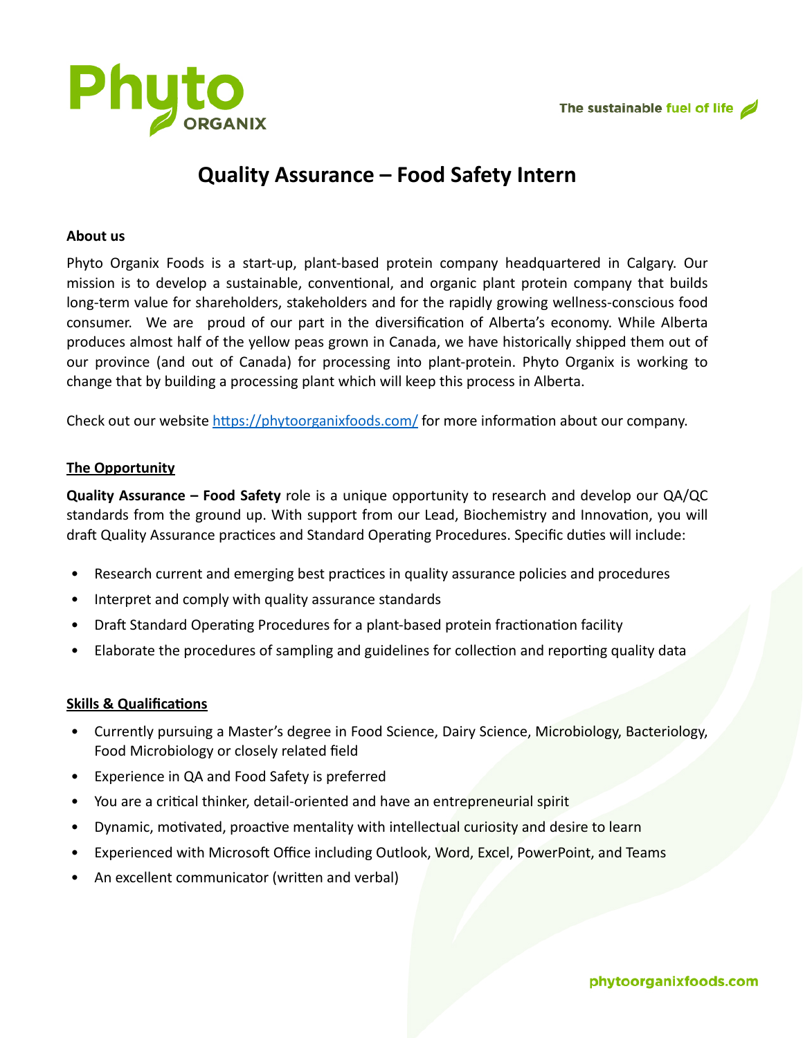# Quality Assurance – Food Safety Intern

**About us**

Phyto Organix Foods is a start-up, plant-based protein company headquartered in Calgary. Our mission is to develop a sustainable, conventional, and organic plant protein company that builds long-term value for shareholders, stakeholders and for the rapidly growing wellness-conscious food consumer. We are proud of our part in the diversification of Alberta's economy. While Alberta produces almost half of the yellow peas grown in Canada, we have historically shipped them out of our province (and out of Canada) for processing into plant-protein. Phyto Organix is working to change that by building a processing plant which will keep this process in Alberta.

Check out our website https://phytoorganixfoods.com/ for more information about our company.

**The Opportunity**

**Quality Assurance – Food Safety** role is a unique opportunity to research and develop our QA/QC standards from the ground up. With support from our Lead, Biochemistry and Innovation, you will draft Quality Assurance practices and Standard Operating Procedures. Specific duties will include:

- Research current and emerging best practices in quality assurance policies and procedures
- Interpret and comply with quality assurance standards
- Draft Standard Operating Procedures for a plant-based protein fractionation facility
- Elaborate the procedures of sampling and guidelines for collection and reporting quality data

**Skills & Qualifications**

- Currently pursuing a Master's degree in Food Science, Dairy Science, Microbiology, Bacteriology, Food Microbiology or closely related field
- Experience in QA and Food Safety is preferred
- You are a critical thinker, detail-oriented and have an entrepreneurial spirit
- Dynamic, motivated, proactive mentality with intellectual curiosity and desire to learn
- Experienced with Microsoft Office including Outlook, Word, Excel, PowerPoint, and Teams
- An excellent communicator (written and verbal)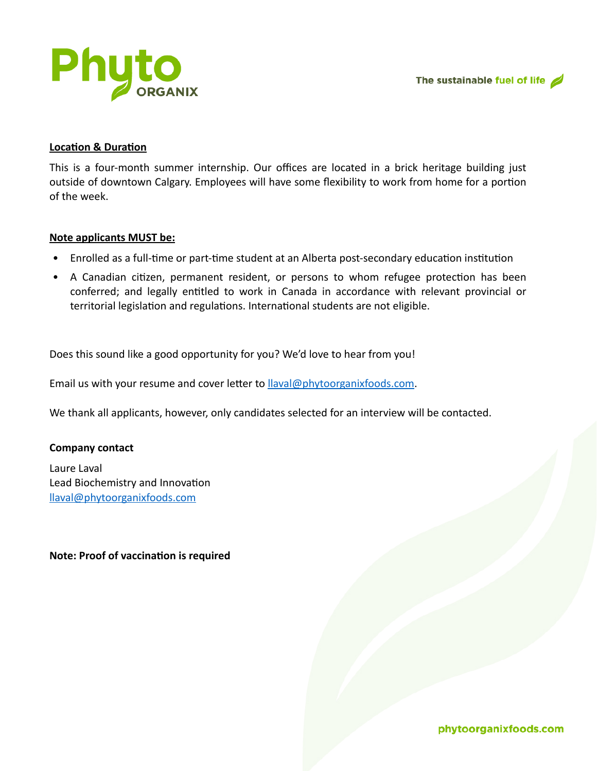**Location & Duration**

This is a four-month summer internship. Our offices are located in a brick heritage building just outside of downtown Calgary. Employees will have some flexibility to work from home for a portion of the week.

**Note applicants MUST be:**

- Enrolled as a full-time or part-time student at an Alberta post-secondary education institution
- A Canadian citizen, permanent resident, or persons to whom refugee protection has been conferred; and legally entitled to work in Canada in accordance with relevant provincial or territorial legislation and regulations. International students are not eligible.

Does this sound like a good opportunity for you? We'd love to hear from you!

Email us with your resume and cover letter to llaval@phytoorganixfoods.com.

We thank all applicants, however, only candidates selected for an interview will be contacted.

**Company contact**

Laure Laval
Lead Biochemistry and Innovation
llaval@phytoorganixfoods.com

**Note: Proof of vaccination is required**